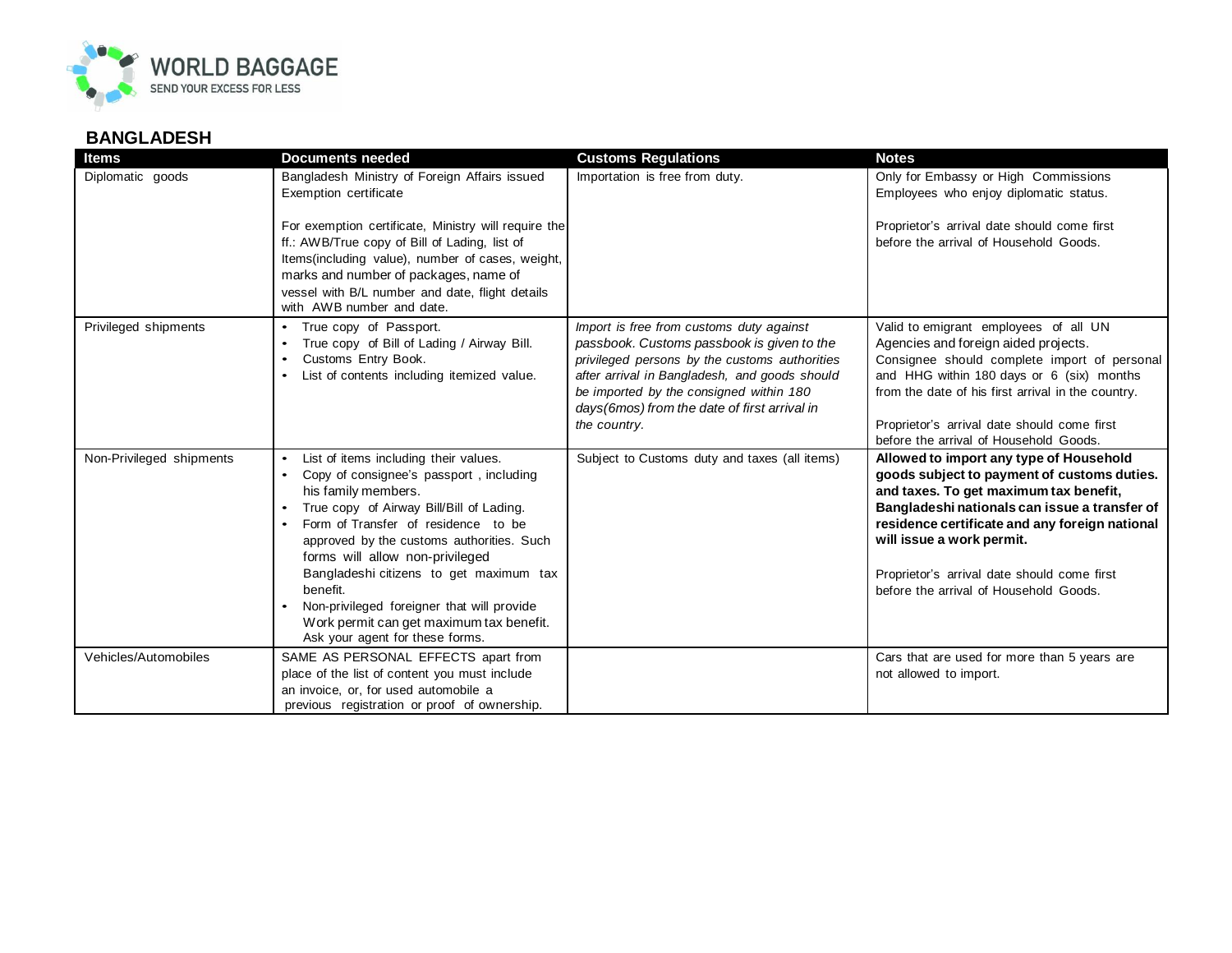# BANGLADESH

| Items | Documents needed | Customs Regulations | Notes |
| --- | --- | --- | --- |
| Diplomatic goods | Bangladesh Ministry of Foreign Affairs issued Exemption certificate<br><br>For exemption certificate, Ministry will require the ff.: AWB/True copy of Bill of Lading, list of Items(including value), number of cases, weight, marks and number of packages, name of vessel with B/L number and date, flight details with AWB number and date. | Importation is free from duty. | Only for Embassy or High Commissions Employees who enjoy diplomatic status.<br><br>Proprietor's arrival date should come first before the arrival of Household Goods. |
| Privileged shipments | • True copy of Passport.<br>• True copy of Bill of Lading / Airway Bill.<br>• Customs Entry Book.<br>• List of contents including itemized value. | *Import is free from customs duty against passbook. Customs passbook is given to the privileged persons by the customs authorities after arrival in Bangladesh, and goods should be imported by the consigned within 180 days(6mos) from the date of first arrival in the country.* | Valid to emigrant employees of all UN Agencies and foreign aided projects.<br>Consignee should complete import of personal and HHG within 180 days or 6 (six) months from the date of his first arrival in the country.<br><br>Proprietor's arrival date should come first before the arrival of Household Goods. |
| Non-Privileged shipments | • List of items including their values.<br>• Copy of consignee's passport , including his family members.<br>• True copy of Airway Bill/Bill of Lading.<br>• Form of Transfer of residence to be approved by the customs authorities. Such forms will allow non-privileged Bangladeshi citizens to get maximum tax benefit.<br>• Non-privileged foreigner that will provide Work permit can get maximum tax benefit. Ask your agent for these forms. | Subject to Customs duty and taxes (all items) | **Allowed to import any type of Household goods subject to payment of customs duties. and taxes. To get maximum tax benefit, Bangladeshi nationals can issue a transfer of residence certificate and any foreign national will issue a work permit.**<br><br>Proprietor's arrival date should come first before the arrival of Household Goods. |
| Vehicles/Automobiles | SAME AS PERSONAL EFFECTS apart from place of the list of content you must include an invoice, or, for used automobile a previous registration or proof of ownership. | | Cars that are used for more than 5 years are not allowed to import. |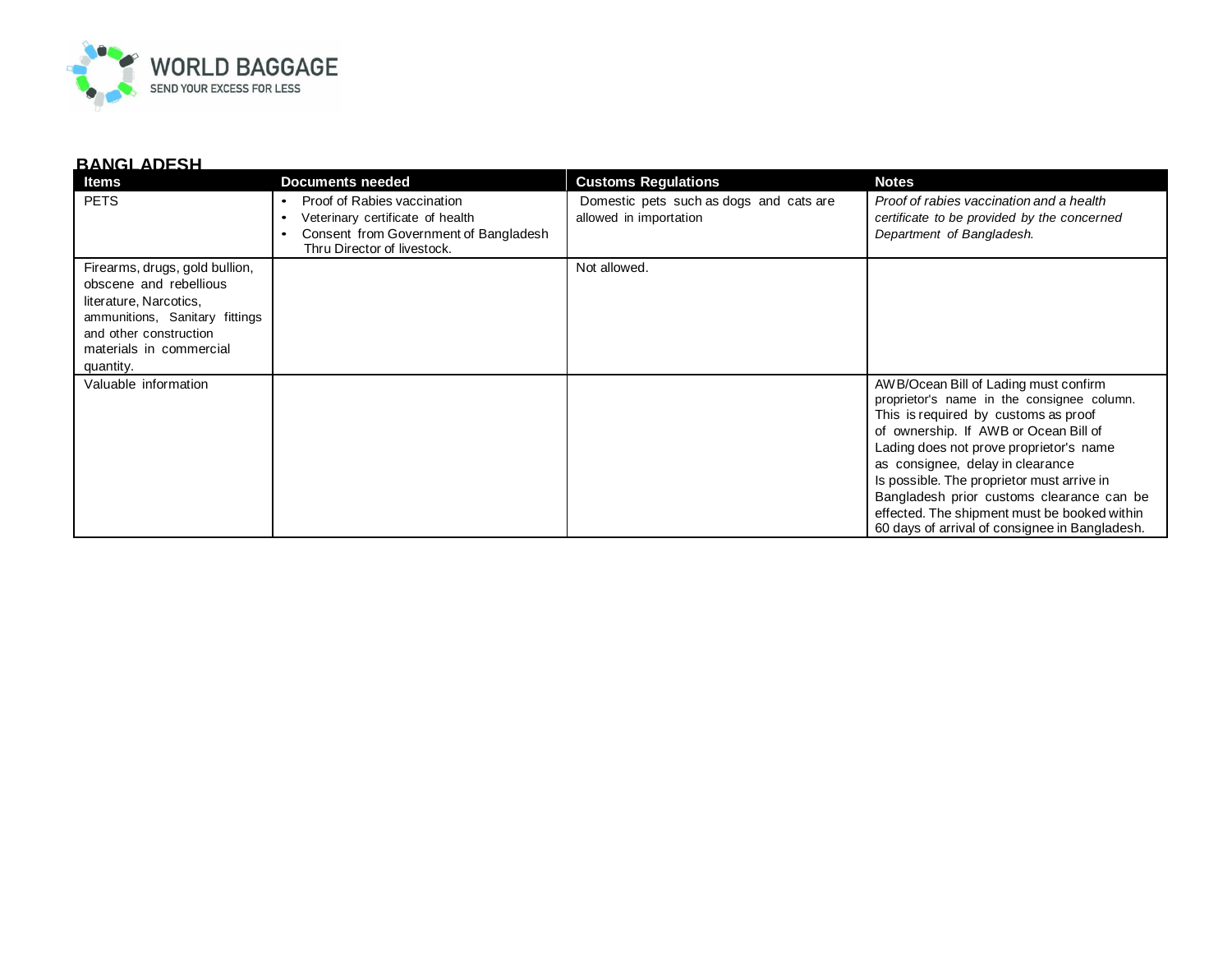WORLD BAGGAGE
SEND YOUR EXCESS FOR LESS

## BANGLADESH

| Items | Documents needed | Customs Regulations | Notes |
|---|---|---|---|
| PETS | • Proof of Rabies vaccination<br>• Veterinary certificate of health<br>• Consent from Government of Bangladesh Thru Director of livestock. | Domestic pets such as dogs and cats are allowed in importation | *Proof of rabies vaccination and a health certificate to be provided by the concerned Department of Bangladesh.* |
| Firearms, drugs, gold bullion, obscene and rebellious literature, Narcotics, ammunitions, Sanitary fittings and other construction materials in commercial quantity. | | Not allowed. | |
| Valuable information | | | AWB/Ocean Bill of Lading must confirm proprietor's name in the consignee column. This is required by customs as proof of ownership. If AWB or Ocean Bill of Lading does not prove proprietor's name as consignee, delay in clearance Is possible. The proprietor must arrive in Bangladesh prior customs clearance can be effected. The shipment must be booked within 60 days of arrival of consignee in Bangladesh. |